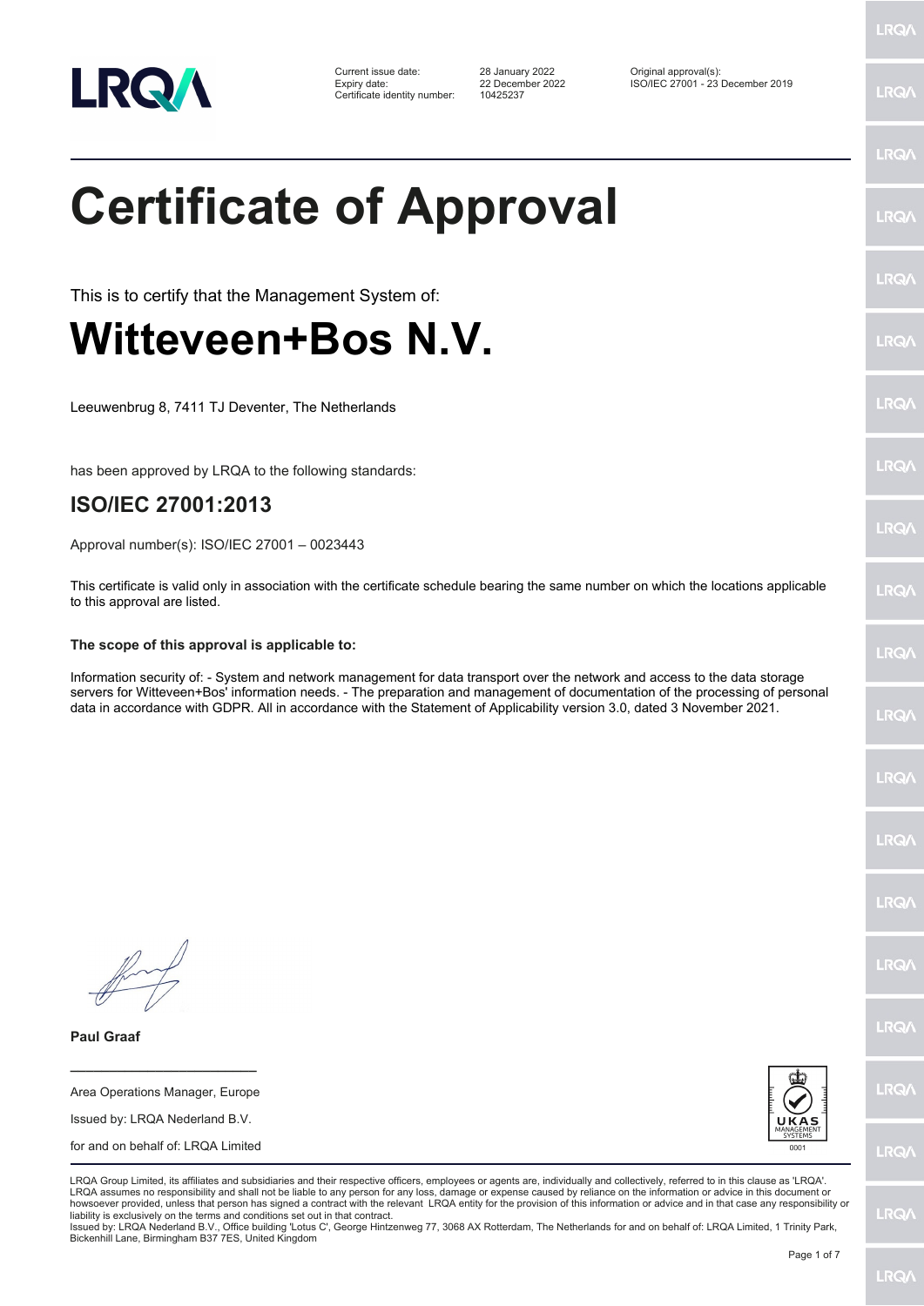| Current issue date: | 28 January 2022 | Original approval(s): |
|---|---|---|
| Expiry date: | 22 December 2022 | ISO/IEC 27001 - 23 December 2019 |
| Certificate identity number: | 10425237 | |

# Certificate of Approval

This is to certify that the Management System of:

# Witteveen+Bos N.V.

Leeuwenbrug 8, 7411 TJ Deventer, The Netherlands

has been approved by LRQA to the following standards:

## ISO/IEC 27001:2013

Approval number(s): ISO/IEC 27001 – 0023443

This certificate is valid only in association with the certificate schedule bearing the same number on which the locations applicable to this approval are listed.

**The scope of this approval is applicable to:**

Information security of: - System and network management for data transport over the network and access to the data storage servers for Witteveen+Bos' information needs. - The preparation and management of documentation of the processing of personal data in accordance with GDPR. All in accordance with the Statement of Applicability version 3.0, dated 3 November 2021.

**Paul Graaf**

Area Operations Manager, Europe

Issued by: LRQA Nederland B.V.

for and on behalf of: LRQA Limited

UKAS MANAGEMENT SYSTEMS 0001

LRQA Group Limited, its affiliates and subsidiaries and their respective officers, employees or agents are, individually and collectively, referred to in this clause as 'LRQA'. LRQA assumes no responsibility and shall not be liable to any person for any loss, damage or expense caused by reliance on the information or advice in this document or howsoever provided, unless that person has signed a contract with the relevant LRQA entity for the provision of this information or advice and in that case any responsibility or liability is exclusively on the terms and conditions set out in that contract.
Issued by: LRQA Nederland B.V., Office building 'Lotus C', George Hintzenweg 77, 3068 AX Rotterdam, The Netherlands for and on behalf of: LRQA Limited, 1 Trinity Park, Bickenhill Lane, Birmingham B37 7ES, United Kingdom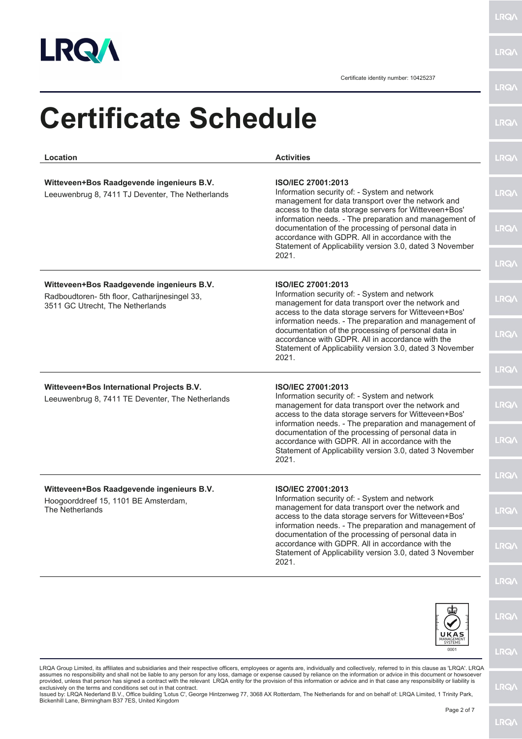Certificate identity number: 10425237

# Certificate Schedule

| Location | Activities |
| --- | --- |
| **Witteveen+Bos Raadgevende ingenieurs B.V.** Leeuwenbrug 8, 7411 TJ Deventer, The Netherlands | **ISO/IEC 27001:2013** Information security of: - System and network management for data transport over the network and access to the data storage servers for Witteveen+Bos' information needs. - The preparation and management of documentation of the processing of personal data in accordance with GDPR. All in accordance with the Statement of Applicability version 3.0, dated 3 November 2021. |
| **Witteveen+Bos Raadgevende ingenieurs B.V.** Radboudtoren- 5th floor, Catharijnesingel 33, 3511 GC Utrecht, The Netherlands | **ISO/IEC 27001:2013** Information security of: - System and network management for data transport over the network and access to the data storage servers for Witteveen+Bos' information needs. - The preparation and management of documentation of the processing of personal data in accordance with GDPR. All in accordance with the Statement of Applicability version 3.0, dated 3 November 2021. |
| **Witteveen+Bos International Projects B.V.** Leeuwenbrug 8, 7411 TE Deventer, The Netherlands | **ISO/IEC 27001:2013** Information security of: - System and network management for data transport over the network and access to the data storage servers for Witteveen+Bos' information needs. - The preparation and management of documentation of the processing of personal data in accordance with GDPR. All in accordance with the Statement of Applicability version 3.0, dated 3 November 2021. |
| **Witteveen+Bos Raadgevende ingenieurs B.V.** Hoogoorddreef 15, 1101 BE Amsterdam, The Netherlands | **ISO/IEC 27001:2013** Information security of: - System and network management for data transport over the network and access to the data storage servers for Witteveen+Bos' information needs. - The preparation and management of documentation of the processing of personal data in accordance with GDPR. All in accordance with the Statement of Applicability version 3.0, dated 3 November 2021. |

UKAS MANAGEMENT SYSTEMS 0001

LRQA Group Limited, its affiliates and subsidiaries and their respective officers, employees or agents are, individually and collectively, referred to in this clause as 'LRQA'. LRQA assumes no responsibility and shall not be liable to any person for any loss, damage or expense caused by reliance on the information or advice in this document or howsoever provided, unless that person has signed a contract with the relevant LRQA entity for the provision of this information or advice and in that case any responsibility or liability is exclusively on the terms and conditions set out in that contract.

Issued by: LRQA Nederland B.V., Office building 'Lotus C', George Hintzenweg 77, 3068 AX Rotterdam, The Netherlands for and on behalf of: LRQA Limited, 1 Trinity Park, Bickenhill Lane, Birmingham B37 7ES, United Kingdom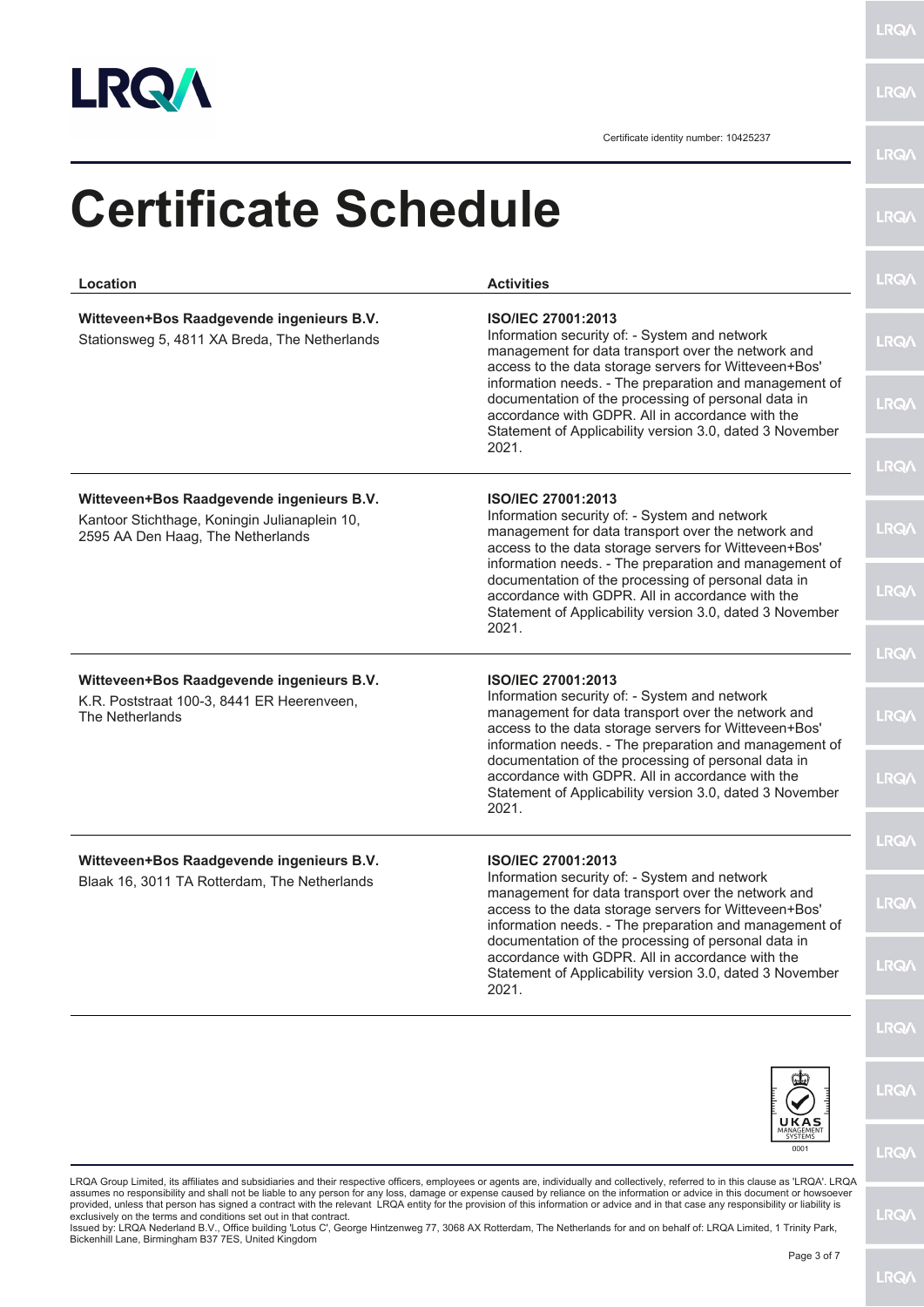Certificate identity number: 10425237

# Certificate Schedule

| Location | Activities |
|---|---|
| **Witteveen+Bos Raadgevende ingenieurs B.V.**<br>Stationsweg 5, 4811 XA Breda, The Netherlands | **ISO/IEC 27001:2013**<br>Information security of: - System and network management for data transport over the network and access to the data storage servers for Witteveen+Bos' information needs. - The preparation and management of documentation of the processing of personal data in accordance with GDPR. All in accordance with the Statement of Applicability version 3.0, dated 3 November 2021. |
| **Witteveen+Bos Raadgevende ingenieurs B.V.**<br>Kantoor Stichthage, Koningin Julianaplein 10, 2595 AA Den Haag, The Netherlands | **ISO/IEC 27001:2013**<br>Information security of: - System and network management for data transport over the network and access to the data storage servers for Witteveen+Bos' information needs. - The preparation and management of documentation of the processing of personal data in accordance with GDPR. All in accordance with the Statement of Applicability version 3.0, dated 3 November 2021. |
| **Witteveen+Bos Raadgevende ingenieurs B.V.**<br>K.R. Poststraat 100-3, 8441 ER Heerenveen, The Netherlands | **ISO/IEC 27001:2013**<br>Information security of: - System and network management for data transport over the network and access to the data storage servers for Witteveen+Bos' information needs. - The preparation and management of documentation of the processing of personal data in accordance with GDPR. All in accordance with the Statement of Applicability version 3.0, dated 3 November 2021. |
| **Witteveen+Bos Raadgevende ingenieurs B.V.**<br>Blaak 16, 3011 TA Rotterdam, The Netherlands | **ISO/IEC 27001:2013**<br>Information security of: - System and network management for data transport over the network and access to the data storage servers for Witteveen+Bos' information needs. - The preparation and management of documentation of the processing of personal data in accordance with GDPR. All in accordance with the Statement of Applicability version 3.0, dated 3 November 2021. |

UKAS MANAGEMENT SYSTEMS 0001

LRQA Group Limited, its affiliates and subsidiaries and their respective officers, employees or agents are, individually and collectively, referred to in this clause as 'LRQA'. LRQA assumes no responsibility and shall not be liable to any person for any loss, damage or expense caused by reliance on the information or advice in this document or howsoever provided, unless that person has signed a contract with the relevant LRQA entity for the provision of this information or advice and in that case any responsibility or liability is exclusively on the terms and conditions set out in that contract.
Issued by: LRQA Nederland B.V., Office building 'Lotus C', George Hintzenweg 77, 3068 AX Rotterdam, The Netherlands for and on behalf of: LRQA Limited, 1 Trinity Park, Bickenhill Lane, Birmingham B37 7ES, United Kingdom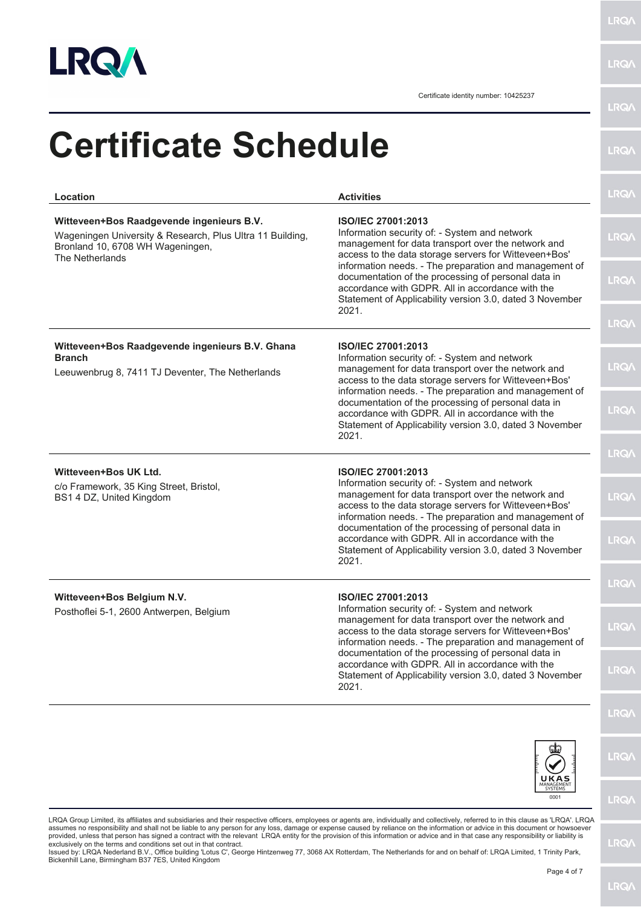Certificate identity number: 10425237

# Certificate Schedule

| Location | Activities |
|---|---|
| **Witteveen+Bos Raadgevende ingenieurs B.V.**<br>Wageningen University & Research, Plus Ultra 11 Building, Bronland 10, 6708 WH Wageningen, The Netherlands | **ISO/IEC 27001:2013**<br>Information security of: - System and network management for data transport over the network and access to the data storage servers for Witteveen+Bos' information needs. - The preparation and management of documentation of the processing of personal data in accordance with GDPR. All in accordance with the Statement of Applicability version 3.0, dated 3 November 2021. |
| **Witteveen+Bos Raadgevende ingenieurs B.V. Ghana Branch**<br>Leeuwenbrug 8, 7411 TJ Deventer, The Netherlands | **ISO/IEC 27001:2013**<br>Information security of: - System and network management for data transport over the network and access to the data storage servers for Witteveen+Bos' information needs. - The preparation and management of documentation of the processing of personal data in accordance with GDPR. All in accordance with the Statement of Applicability version 3.0, dated 3 November 2021. |
| **Witteveen+Bos UK Ltd.**<br>c/o Framework, 35 King Street, Bristol, BS1 4 DZ, United Kingdom | **ISO/IEC 27001:2013**<br>Information security of: - System and network management for data transport over the network and access to the data storage servers for Witteveen+Bos' information needs. - The preparation and management of documentation of the processing of personal data in accordance with GDPR. All in accordance with the Statement of Applicability version 3.0, dated 3 November 2021. |
| **Witteveen+Bos Belgium N.V.**<br>Posthoflei 5-1, 2600 Antwerpen, Belgium | **ISO/IEC 27001:2013**<br>Information security of: - System and network management for data transport over the network and access to the data storage servers for Witteveen+Bos' information needs. - The preparation and management of documentation of the processing of personal data in accordance with GDPR. All in accordance with the Statement of Applicability version 3.0, dated 3 November 2021. |

UKAS MANAGEMENT SYSTEMS 0001

LRQA Group Limited, its affiliates and subsidiaries and their respective officers, employees or agents are, individually and collectively, referred to in this clause as 'LRQA'. LRQA assumes no responsibility and shall not be liable to any person for any loss, damage or expense caused by reliance on the information or advice in this document or howsoever provided, unless that person has signed a contract with the relevant LRQA entity for the provision of this information or advice and in that case any responsibility or liability is exclusively on the terms and conditions set out in that contract.
Issued by: LRQA Nederland B.V., Office building 'Lotus C', George Hintzenweg 77, 3068 AX Rotterdam, The Netherlands for and on behalf of: LRQA Limited, 1 Trinity Park, Bickenhill Lane, Birmingham B37 7ES, United Kingdom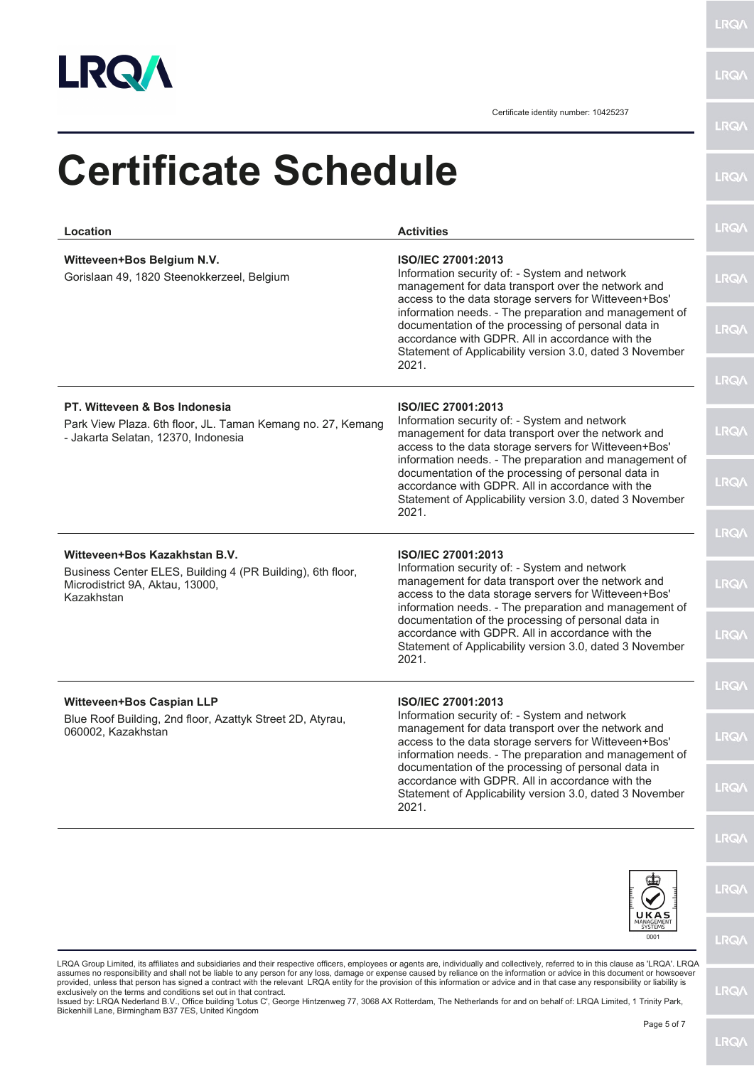Certificate identity number: 10425237

# Certificate Schedule

| Location | Activities |
| --- | --- |
| **Witteveen+Bos Belgium N.V.**<br>Gorislaan 49, 1820 Steenokkerzeel, Belgium | **ISO/IEC 27001:2013**<br>Information security of: - System and network management for data transport over the network and access to the data storage servers for Witteveen+Bos' information needs. - The preparation and management of documentation of the processing of personal data in accordance with GDPR. All in accordance with the Statement of Applicability version 3.0, dated 3 November 2021. |
| **PT. Witteveen & Bos Indonesia**<br>Park View Plaza. 6th floor, JL. Taman Kemang no. 27, Kemang - Jakarta Selatan, 12370, Indonesia | **ISO/IEC 27001:2013**<br>Information security of: - System and network management for data transport over the network and access to the data storage servers for Witteveen+Bos' information needs. - The preparation and management of documentation of the processing of personal data in accordance with GDPR. All in accordance with the Statement of Applicability version 3.0, dated 3 November 2021. |
| **Witteveen+Bos Kazakhstan B.V.**<br>Business Center ELES, Building 4 (PR Building), 6th floor, Microdistrict 9A, Aktau, 13000, Kazakhstan | **ISO/IEC 27001:2013**<br>Information security of: - System and network management for data transport over the network and access to the data storage servers for Witteveen+Bos' information needs. - The preparation and management of documentation of the processing of personal data in accordance with GDPR. All in accordance with the Statement of Applicability version 3.0, dated 3 November 2021. |
| **Witteveen+Bos Caspian LLP**<br>Blue Roof Building, 2nd floor, Azattyk Street 2D, Atyrau, 060002, Kazakhstan | **ISO/IEC 27001:2013**<br>Information security of: - System and network management for data transport over the network and access to the data storage servers for Witteveen+Bos' information needs. - The preparation and management of documentation of the processing of personal data in accordance with GDPR. All in accordance with the Statement of Applicability version 3.0, dated 3 November 2021. |

LRQA Group Limited, its affiliates and subsidiaries and their respective officers, employees or agents are, individually and collectively, referred to in this clause as 'LRQA'. LRQA assumes no responsibility and shall not be liable to any person for any loss, damage or expense caused by reliance on the information or advice in this document or howsoever provided, unless that person has signed a contract with the relevant LRQA entity for the provision of this information or advice and in that case any responsibility or liability is exclusively on the terms and conditions set out in that contract.
Issued by: LRQA Nederland B.V., Office building 'Lotus C', George Hintzenweg 77, 3068 AX Rotterdam, The Netherlands for and on behalf of: LRQA Limited, 1 Trinity Park, Bickenhill Lane, Birmingham B37 7ES, United Kingdom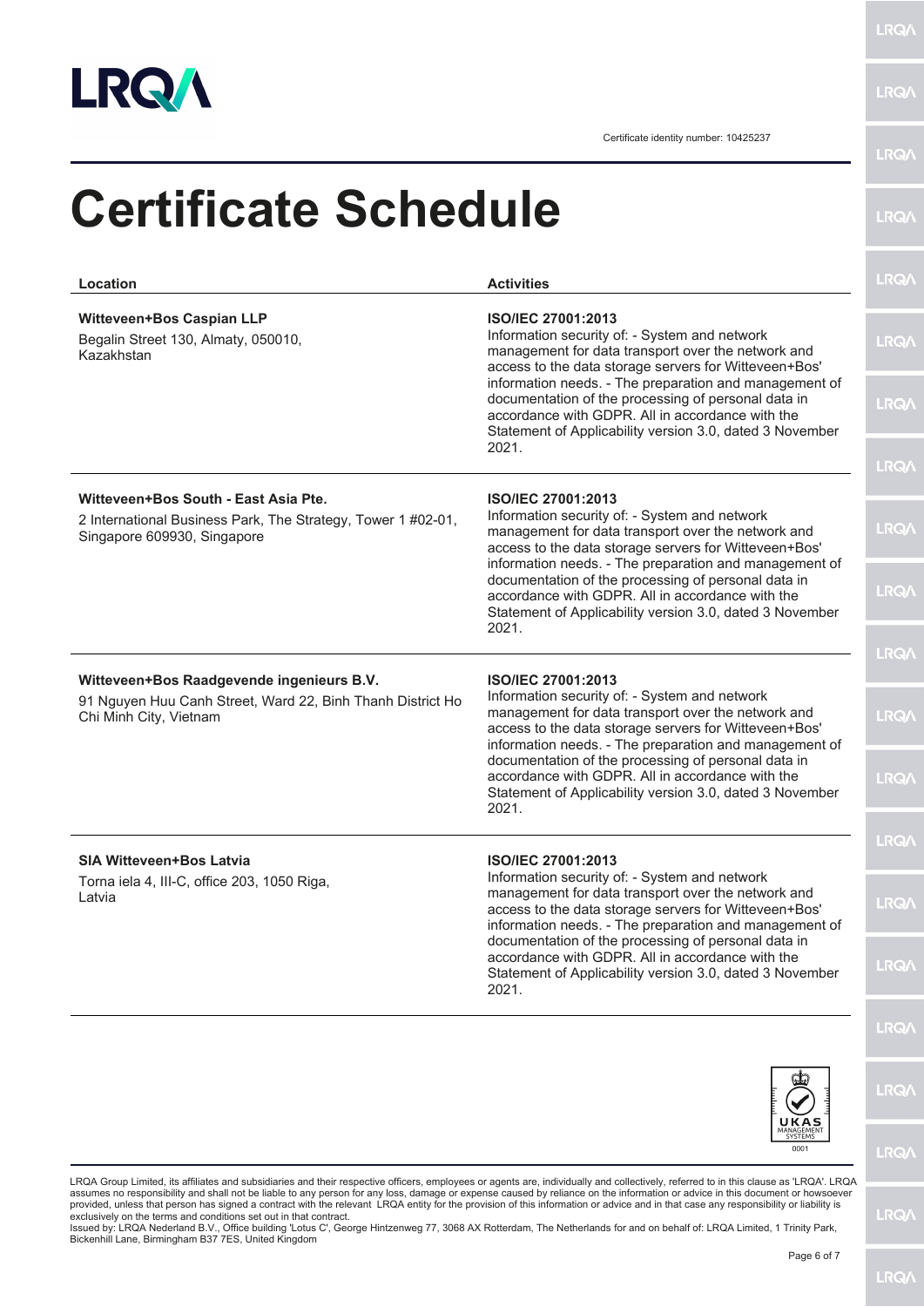Certificate identity number: 10425237

# Certificate Schedule

| Location | Activities |
|---|---|
| **Witteveen+Bos Caspian LLP**<br>Begalin Street 130, Almaty, 050010, Kazakhstan | **ISO/IEC 27001:2013**<br>Information security of: - System and network management for data transport over the network and access to the data storage servers for Witteveen+Bos' information needs. - The preparation and management of documentation of the processing of personal data in accordance with GDPR. All in accordance with the Statement of Applicability version 3.0, dated 3 November 2021. |
| **Witteveen+Bos South - East Asia Pte.**<br>2 International Business Park, The Strategy, Tower 1 #02-01, Singapore 609930, Singapore | **ISO/IEC 27001:2013**<br>Information security of: - System and network management for data transport over the network and access to the data storage servers for Witteveen+Bos' information needs. - The preparation and management of documentation of the processing of personal data in accordance with GDPR. All in accordance with the Statement of Applicability version 3.0, dated 3 November 2021. |
| **Witteveen+Bos Raadgevende ingenieurs B.V.**<br>91 Nguyen Huu Canh Street, Ward 22, Binh Thanh District Ho Chi Minh City, Vietnam | **ISO/IEC 27001:2013**<br>Information security of: - System and network management for data transport over the network and access to the data storage servers for Witteveen+Bos' information needs. - The preparation and management of documentation of the processing of personal data in accordance with GDPR. All in accordance with the Statement of Applicability version 3.0, dated 3 November 2021. |
| **SIA Witteveen+Bos Latvia**<br>Torna iela 4, III-C, office 203, 1050 Riga, Latvia | **ISO/IEC 27001:2013**<br>Information security of: - System and network management for data transport over the network and access to the data storage servers for Witteveen+Bos' information needs. - The preparation and management of documentation of the processing of personal data in accordance with GDPR. All in accordance with the Statement of Applicability version 3.0, dated 3 November 2021. |

UKAS MANAGEMENT SYSTEMS 0001

LRQA Group Limited, its affiliates and subsidiaries and their respective officers, employees or agents are, individually and collectively, referred to in this clause as 'LRQA'. LRQA assumes no responsibility and shall not be liable to any person for any loss, damage or expense caused by reliance on the information or advice in this document or howsoever provided, unless that person has signed a contract with the relevant LRQA entity for the provision of this information or advice and in that case any responsibility or liability is exclusively on the terms and conditions set out in that contract.
Issued by: LRQA Nederland B.V., Office building 'Lotus C', George Hintzenweg 77, 3068 AX Rotterdam, The Netherlands for and on behalf of: LRQA Limited, 1 Trinity Park, Bickenhill Lane, Birmingham B37 7ES, United Kingdom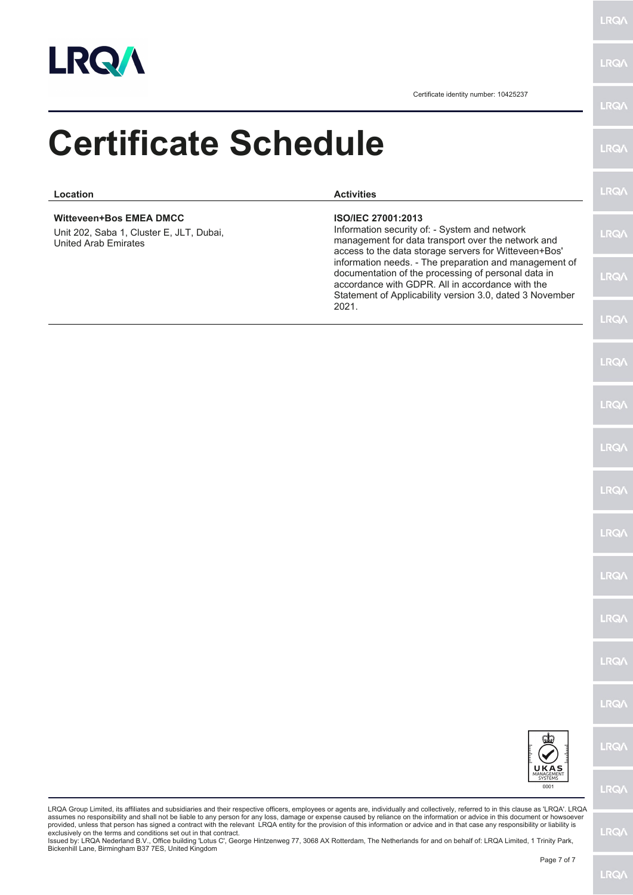Certificate identity number: 10425237

# Certificate Schedule

| Location | Activities |
| --- | --- |
| **Witteveen+Bos EMEA DMCC**<br>Unit 202, Saba 1, Cluster E, JLT, Dubai, United Arab Emirates | **ISO/IEC 27001:2013**<br>Information security of: - System and network management for data transport over the network and access to the data storage servers for Witteveen+Bos' information needs. - The preparation and management of documentation of the processing of personal data in accordance with GDPR. All in accordance with the Statement of Applicability version 3.0, dated 3 November 2021. |

UKAS MANAGEMENT SYSTEMS 0001

LRQA Group Limited, its affiliates and subsidiaries and their respective officers, employees or agents are, individually and collectively, referred to in this clause as 'LRQA'. LRQA assumes no responsibility and shall not be liable to any person for any loss, damage or expense caused by reliance on the information or advice in this document or howsoever provided, unless that person has signed a contract with the relevant LRQA entity for the provision of this information or advice and in that case any responsibility or liability is exclusively on the terms and conditions set out in that contract.
Issued by: LRQA Nederland B.V., Office building 'Lotus C', George Hintzenweg 77, 3068 AX Rotterdam, The Netherlands for and on behalf of: LRQA Limited, 1 Trinity Park, Bickenhill Lane, Birmingham B37 7ES, United Kingdom